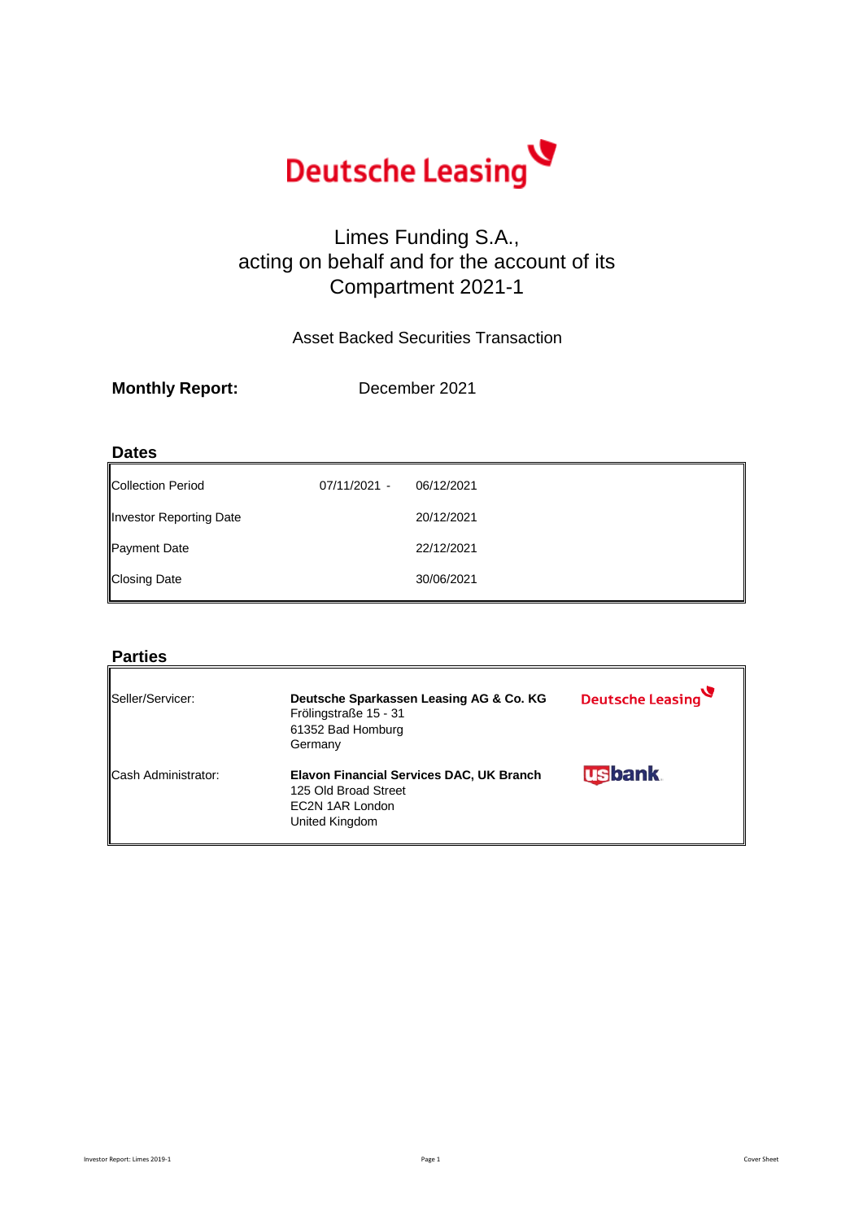Deutsche Leasing

# Limes Funding S.A., acting on behalf and for the account of its Compartment 2021-1

Asset Backed Securities Transaction

**Monthly Report:** December 2021

## Dates

| | | |
|---|---|---|
| Collection Period | 07/11/2021 - | 06/12/2021 |
| Investor Reporting Date | | 20/12/2021 |
| Payment Date | | 22/12/2021 |
| Closing Date | | 30/06/2021 |

## Parties

| | | |
|---|---|---|
| Seller/Servicer: | **Deutsche Sparkassen Leasing AG & Co. KG**<br>Frölingstraße 15 - 31<br>61352 Bad Homburg<br>Germany | Deutsche Leasing |
| Cash Administrator: | **Elavon Financial Services DAC, UK Branch**<br>125 Old Broad Street<br>EC2N 1AR London<br>United Kingdom | usbank |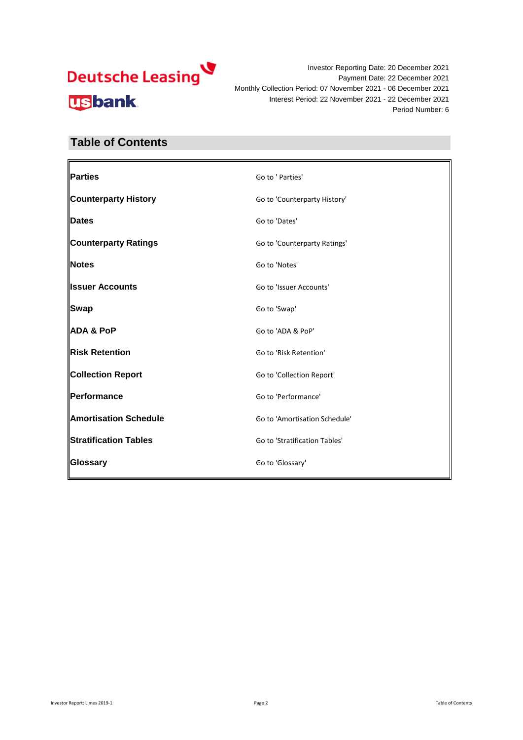Investor Reporting Date: 20 December 2021
Payment Date: 22 December 2021
Monthly Collection Period: 07 November 2021 - 06 December 2021
Interest Period: 22 November 2021 - 22 December 2021
Period Number: 6

## Table of Contents

| Section | Link |
| --- | --- |
| **Parties** | Go to ' Parties' |
| **Counterparty History** | Go to 'Counterparty History' |
| **Dates** | Go to 'Dates' |
| **Counterparty Ratings** | Go to 'Counterparty Ratings' |
| **Notes** | Go to 'Notes' |
| **Issuer Accounts** | Go to 'Issuer Accounts' |
| **Swap** | Go to 'Swap' |
| **ADA & PoP** | Go to 'ADA & PoP' |
| **Risk Retention** | Go to 'Risk Retention' |
| **Collection Report** | Go to 'Collection Report' |
| **Performance** | Go to 'Performance' |
| **Amortisation Schedule** | Go to 'Amortisation Schedule' |
| **Stratification Tables** | Go to 'Stratification Tables' |
| **Glossary** | Go to 'Glossary' |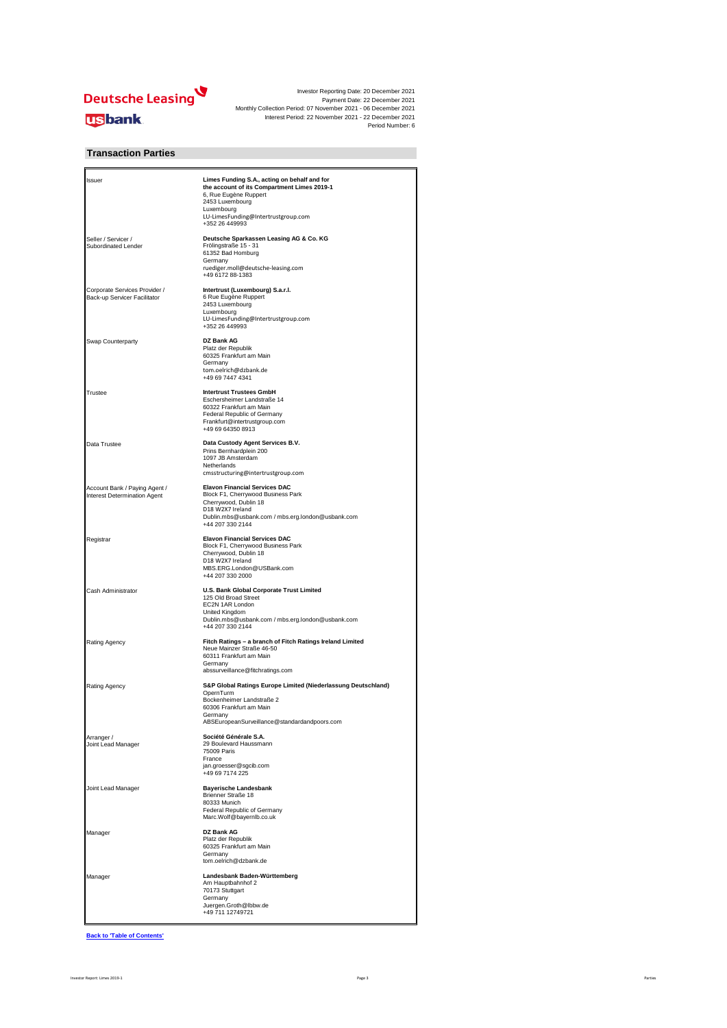Investor Reporting Date: 20 December 2021
Payment Date: 22 December 2021
Monthly Collection Period: 07 November 2021 - 06 December 2021
Interest Period: 22 November 2021 - 22 December 2021
Period Number: 6

## Transaction Parties

| Role | Party |
|---|---|
| Issuer | **Limes Funding S.A., acting on behalf and for the account of its Compartment Limes 2019-1**<br>6, Rue Eugène Ruppert<br>2453 Luxembourg<br>Luxembourg<br>LU-LimesFunding@Intertrustgroup.com<br>+352 26 449993 |
| Seller / Servicer / Subordinated Lender | **Deutsche Sparkassen Leasing AG & Co. KG**<br>Frölingstraße 15 - 31<br>61352 Bad Homburg<br>Germany<br>ruediger.moll@deutsche-leasing.com<br>+49 6172 88-1383 |
| Corporate Services Provider / Back-up Servicer Facilitator | **Intertrust (Luxembourg) S.a.r.l.**<br>6 Rue Eugène Ruppert<br>2453 Luxembourg<br>Luxembourg<br>LU-LimesFunding@Intertrustgroup.com<br>+352 26 449993 |
| Swap Counterparty | **DZ Bank AG**<br>Platz der Republik<br>60325 Frankfurt am Main<br>Germany<br>tom.oelrich@dzbank.de<br>+49 69 7447 4341 |
| Trustee | **Intertrust Trustees GmbH**<br>Eschersheimer Landstraße 14<br>60322 Frankfurt am Main<br>Federal Republic of Germany<br>Frankfurt@intertrustgroup.com<br>+49 69 64350 8913 |
| Data Trustee | **Data Custody Agent Services B.V.**<br>Prins Bernhardplein 200<br>1097 JB Amsterdam<br>Netherlands<br>cmsstructuring@intertrustgroup.com |
| Account Bank / Paying Agent / Interest Determination Agent | **Elavon Financial Services DAC**<br>Block F1, Cherrywood Business Park<br>Cherrywood, Dublin 18<br>D18 W2X7 Ireland<br>Dublin.mbs@usbank.com / mbs.erg.london@usbank.com<br>+44 207 330 2144 |
| Registrar | **Elavon Financial Services DAC**<br>Block F1, Cherrywood Business Park<br>Cherrywood, Dublin 18<br>D18 W2X7 Ireland<br>MBS.ERG.London@USBank.com<br>+44 207 330 2000 |
| Cash Administrator | **U.S. Bank Global Corporate Trust Limited**<br>125 Old Broad Street<br>EC2N 1AR London<br>United Kingdom<br>Dublin.mbs@usbank.com / mbs.erg.london@usbank.com<br>+44 207 330 2144 |
| Rating Agency | **Fitch Ratings – a branch of Fitch Ratings Ireland Limited**<br>Neue Mainzer Straße 46-50<br>60311 Frankfurt am Main<br>Germany<br>abssurveillance@fitchratings.com |
| Rating Agency | **S&P Global Ratings Europe Limited (Niederlassung Deutschland)**<br>OpernTurm<br>Bockenheimer Landstraße 2<br>60306 Frankfurt am Main<br>Germany<br>ABSEuropeanSurveillance@standardandpoors.com |
| Arranger / Joint Lead Manager | **Société Générale S.A.**<br>29 Boulevard Haussmann<br>75009 Paris<br>France<br>jan.groesser@sgcib.com<br>+49 69 7174 225 |
| Joint Lead Manager | **Bayerische Landesbank**<br>Brienner Straße 18<br>80333 Munich<br>Federal Republic of Germany<br>Marc.Wolf@bayernlb.co.uk |
| Manager | **DZ Bank AG**<br>Platz der Republik<br>60325 Frankfurt am Main<br>Germany<br>tom.oelrich@dzbank.de |
| Manager | **Landesbank Baden-Württemberg**<br>Am Hauptbahnhof 2<br>70173 Stuttgart<br>Germany<br>Juergen.Groth@lbbw.de<br>+49 711 12749721 |

**Back to 'Table of Contents'**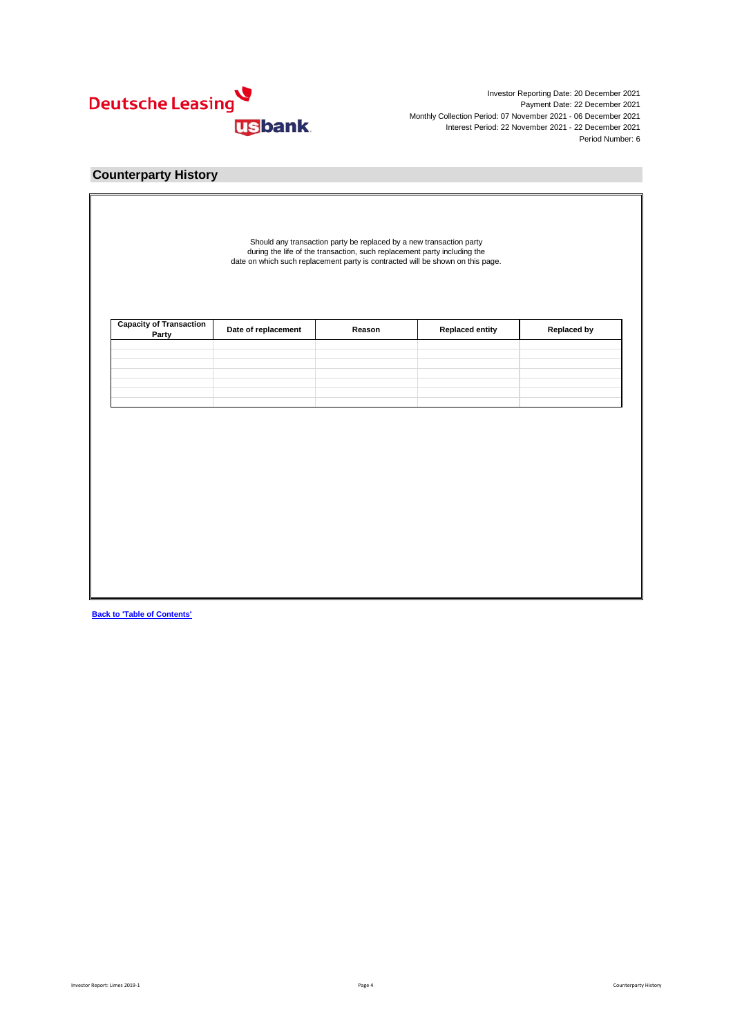Investor Reporting Date: 20 December 2021
Payment Date: 22 December 2021
Monthly Collection Period: 07 November 2021 - 06 December 2021
Interest Period: 22 November 2021 - 22 December 2021
Period Number: 6

## Counterparty History

Should any transaction party be replaced by a new transaction party during the life of the transaction, such replacement party including the date on which such replacement party is contracted will be shown on this page.

| Capacity of Transaction Party | Date of replacement | Reason | Replaced entity | Replaced by |
|---|---|---|---|---|
| | | | | |
| | | | | |
| | | | | |
| | | | | |
| | | | | |
| | | | | |
| | | | | |

**Back to 'Table of Contents'**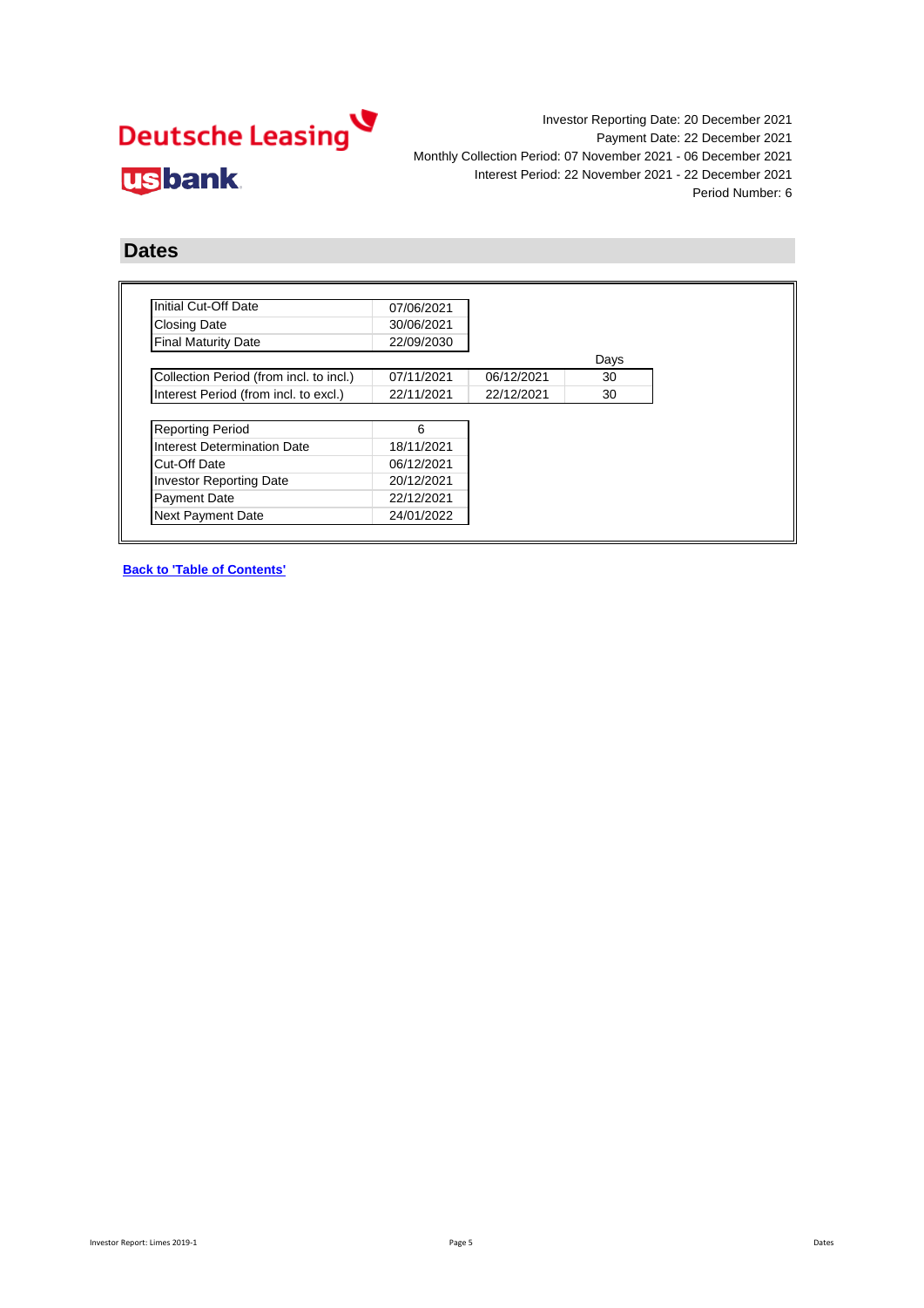Investor Reporting Date: 20 December 2021
Payment Date: 22 December 2021
Monthly Collection Period: 07 November 2021 - 06 December 2021
Interest Period: 22 November 2021 - 22 December 2021
Period Number: 6

## Dates

| | |
|---|---|
| Initial Cut-Off Date | 07/06/2021 |
| Closing Date | 30/06/2021 |
| Final Maturity Date | 22/09/2030 |

| | | | Days |
|---|---|---|---|
| Collection Period (from incl. to incl.) | 07/11/2021 | 06/12/2021 | 30 |
| Interest Period (from incl. to excl.) | 22/11/2021 | 22/12/2021 | 30 |

| | |
|---|---|
| Reporting Period | 6 |
| Interest Determination Date | 18/11/2021 |
| Cut-Off Date | 06/12/2021 |
| Investor Reporting Date | 20/12/2021 |
| Payment Date | 22/12/2021 |
| Next Payment Date | 24/01/2022 |

**Back to 'Table of Contents'**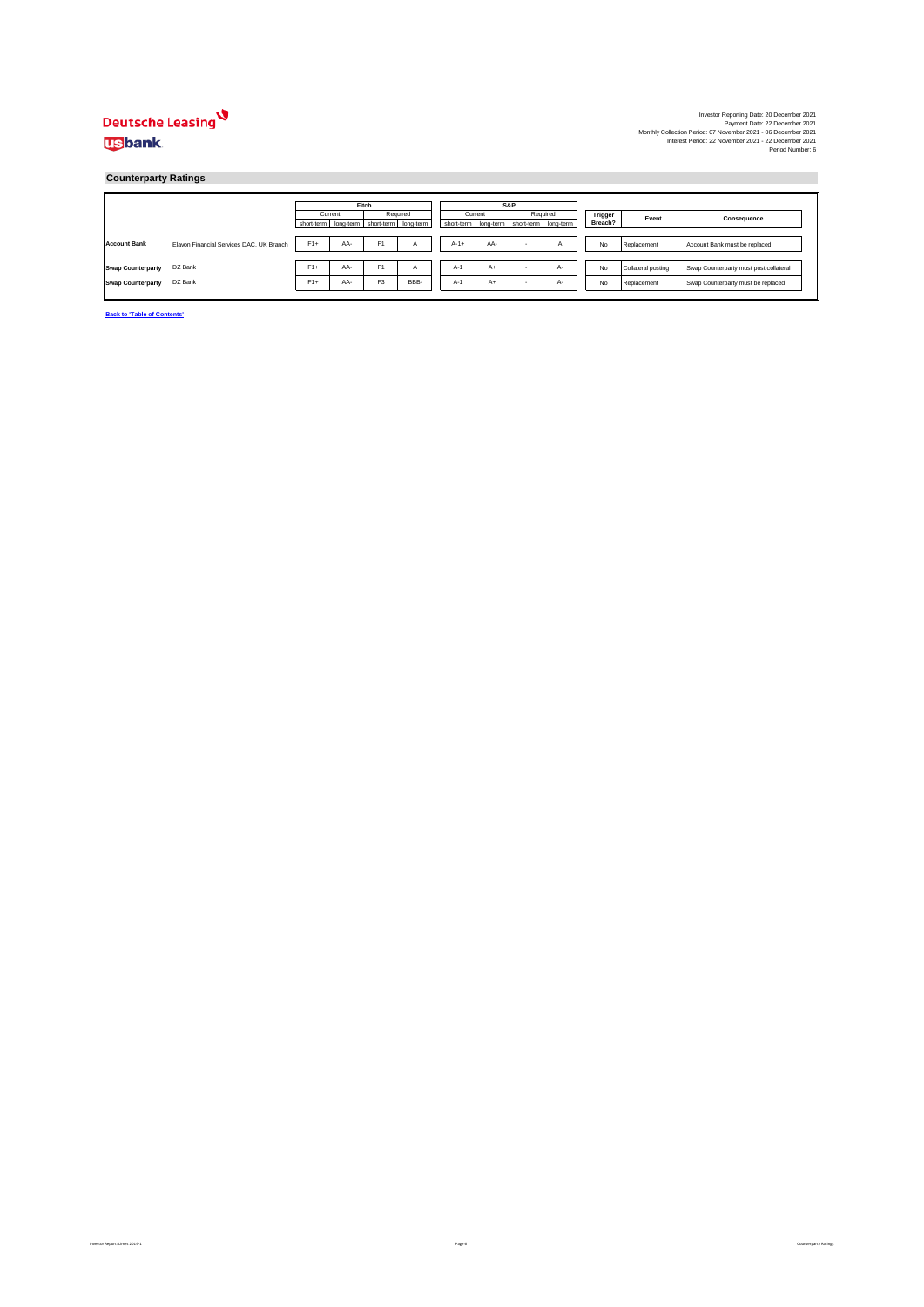Investor Reporting Date: 20 December 2021
Payment Date: 22 December 2021
Monthly Collection Period: 07 November 2021 - 06 December 2021
Interest Period: 22 November 2021 - 22 December 2021
Period Number: 6

## Counterparty Ratings

| | | Fitch | | | | S&P | | | | Trigger Breach? | Event | Consequence |
|---|---|---|---|---|---|---|---|---|---|---|---|---|
| | | Current | | Required | | Current | | Required | | | | |
| | | short-term | long-term | short-term | long-term | short-term | long-term | short-term | long-term | | | |
| **Account Bank** | Elavon Financial Services DAC, UK Branch | F1+ | AA- | F1 | A | A-1+ | AA- | - | A | No | Replacement | Account Bank must be replaced |
| **Swap Counterparty** | DZ Bank | F1+ | AA- | F1 | A | A-1 | A+ | - | A- | No | Collateral posting | Swap Counterparty must post collateral |
| **Swap Counterparty** | DZ Bank | F1+ | AA- | F3 | BBB- | A-1 | A+ | - | A- | No | Replacement | Swap Counterparty must be replaced |

**Back to 'Table of Contents'**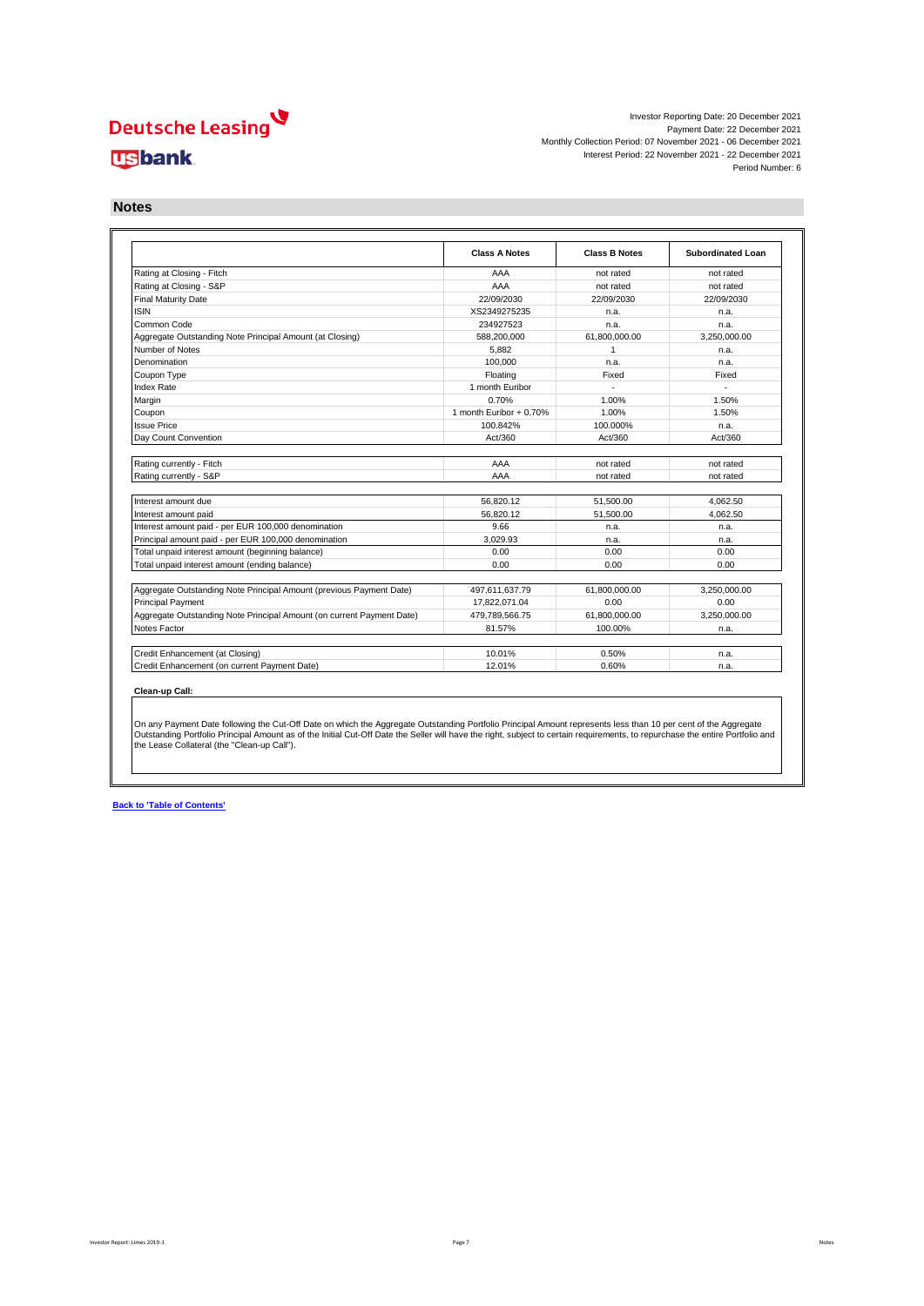Deutsche Leasing

usbank

Investor Reporting Date: 20 December 2021
Payment Date: 22 December 2021
Monthly Collection Period: 07 November 2021 - 06 December 2021
Interest Period: 22 November 2021 - 22 December 2021
Period Number: 6

## Notes

| | Class A Notes | Class B Notes | Subordinated Loan |
|---|---|---|---|
| Rating at Closing - Fitch | AAA | not rated | not rated |
| Rating at Closing - S&P | AAA | not rated | not rated |
| Final Maturity Date | 22/09/2030 | 22/09/2030 | 22/09/2030 |
| ISIN | XS2349275235 | n.a. | n.a. |
| Common Code | 234927523 | n.a. | n.a. |
| Aggregate Outstanding Note Principal Amount (at Closing) | 588,200,000 | 61,800,000.00 | 3,250,000.00 |
| Number of Notes | 5,882 | 1 | n.a. |
| Denomination | 100,000 | n.a. | n.a. |
| Coupon Type | Floating | Fixed | Fixed |
| Index Rate | 1 month Euribor | - | - |
| Margin | 0.70% | 1.00% | 1.50% |
| Coupon | 1 month Euribor + 0.70% | 1.00% | 1.50% |
| Issue Price | 100.842% | 100.000% | n.a. |
| Day Count Convention | Act/360 | Act/360 | Act/360 |

| | Class A Notes | Class B Notes | Subordinated Loan |
|---|---|---|---|
| Rating currently - Fitch | AAA | not rated | not rated |
| Rating currently - S&P | AAA | not rated | not rated |

| | Class A Notes | Class B Notes | Subordinated Loan |
|---|---|---|---|
| Interest amount due | 56,820.12 | 51,500.00 | 4,062.50 |
| Interest amount paid | 56,820.12 | 51,500.00 | 4,062.50 |
| Interest amount paid - per EUR 100,000 denomination | 9.66 | n.a. | n.a. |
| Principal amount paid - per EUR 100,000 denomination | 3,029.93 | n.a. | n.a. |
| Total unpaid interest amount (beginning balance) | 0.00 | 0.00 | 0.00 |
| Total unpaid interest amount (ending balance) | 0.00 | 0.00 | 0.00 |

| | Class A Notes | Class B Notes | Subordinated Loan |
|---|---|---|---|
| Aggregate Outstanding Note Principal Amount (previous Payment Date) | 497,611,637.79 | 61,800,000.00 | 3,250,000.00 |
| Principal Payment | 17,822,071.04 | 0.00 | 0.00 |
| Aggregate Outstanding Note Principal Amount (on current Payment Date) | 479,789,566.75 | 61,800,000.00 | 3,250,000.00 |
| Notes Factor | 81.57% | 100.00% | n.a. |

| | Class A Notes | Class B Notes | Subordinated Loan |
|---|---|---|---|
| Credit Enhancement (at Closing) | 10.01% | 0.50% | n.a. |
| Credit Enhancement (on current Payment Date) | 12.01% | 0.60% | n.a. |

**Clean-up Call:**

On any Payment Date following the Cut-Off Date on which the Aggregate Outstanding Portfolio Principal Amount represents less than 10 per cent of the Aggregate Outstanding Portfolio Principal Amount as of the Initial Cut-Off Date the Seller will have the right, subject to certain requirements, to repurchase the entire Portfolio and the Lease Collateral (the "Clean-up Call").

**Back to 'Table of Contents'**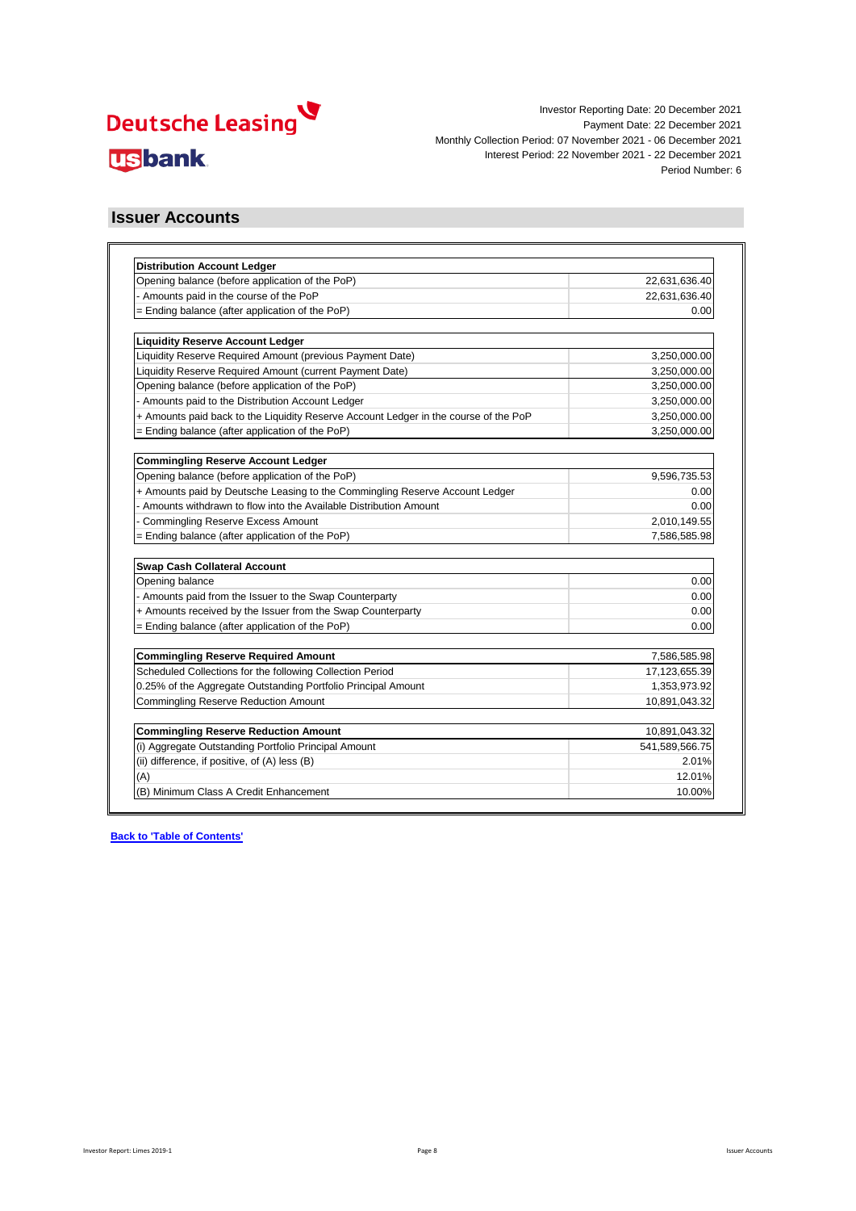Investor Reporting Date: 20 December 2021
Payment Date: 22 December 2021
Monthly Collection Period: 07 November 2021 - 06 December 2021
Interest Period: 22 November 2021 - 22 December 2021
Period Number: 6

## Issuer Accounts

| **Distribution Account Ledger** | |
|---|---|
| Opening balance (before application of the PoP) | 22,631,636.40 |
| - Amounts paid in the course of the PoP | 22,631,636.40 |
| = Ending balance (after application of the PoP) | 0.00 |

| **Liquidity Reserve Account Ledger** | |
|---|---|
| Liquidity Reserve Required Amount (previous Payment Date) | 3,250,000.00 |
| Liquidity Reserve Required Amount (current Payment Date) | 3,250,000.00 |
| Opening balance (before application of the PoP) | 3,250,000.00 |
| - Amounts paid to the Distribution Account Ledger | 3,250,000.00 |
| + Amounts paid back to the Liquidity Reserve Account Ledger in the course of the PoP | 3,250,000.00 |
| = Ending balance (after application of the PoP) | 3,250,000.00 |

| **Commingling Reserve Account Ledger** | |
|---|---|
| Opening balance (before application of the PoP) | 9,596,735.53 |
| + Amounts paid by Deutsche Leasing to the Commingling Reserve Account Ledger | 0.00 |
| - Amounts withdrawn to flow into the Available Distribution Amount | 0.00 |
| - Commingling Reserve Excess Amount | 2,010,149.55 |
| = Ending balance (after application of the PoP) | 7,586,585.98 |

| **Swap Cash Collateral Account** | |
|---|---|
| Opening balance | 0.00 |
| - Amounts paid from the Issuer to the Swap Counterparty | 0.00 |
| + Amounts received by the Issuer from the Swap Counterparty | 0.00 |
| = Ending balance (after application of the PoP) | 0.00 |

| **Commingling Reserve Required Amount** | 7,586,585.98 |
|---|---|
| Scheduled Collections for the following Collection Period | 17,123,655.39 |
| 0.25% of the Aggregate Outstanding Portfolio Principal Amount | 1,353,973.92 |
| Commingling Reserve Reduction Amount | 10,891,043.32 |

| **Commingling Reserve Reduction Amount** | 10,891,043.32 |
|---|---|
| (i) Aggregate Outstanding Portfolio Principal Amount | 541,589,566.75 |
| (ii) difference, if positive, of (A) less (B) | 2.01% |
| (A) | 12.01% |
| (B) Minimum Class A Credit Enhancement | 10.00% |

**Back to 'Table of Contents'**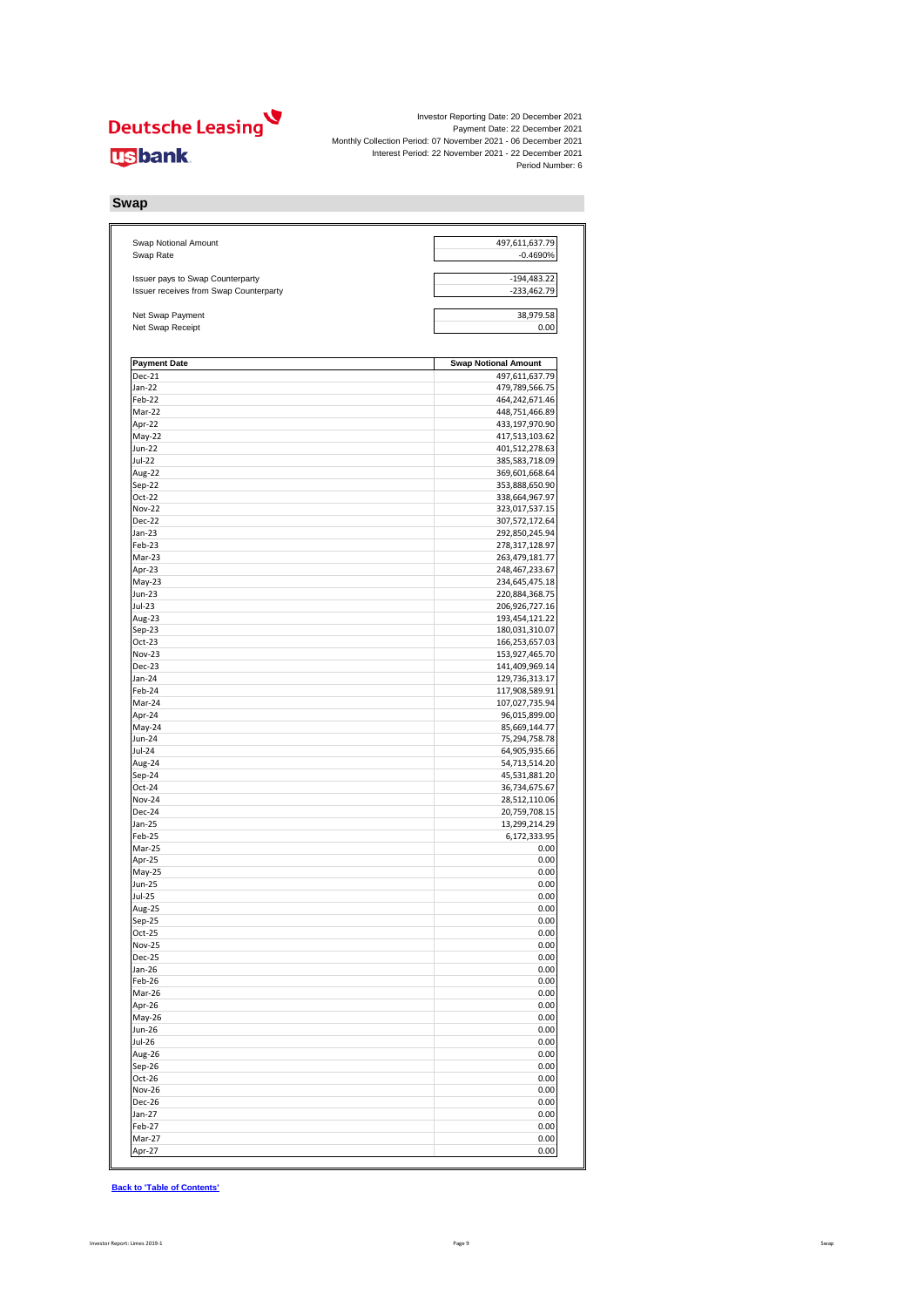Deutsche Leasing

usbank

Investor Reporting Date: 20 December 2021
Payment Date: 22 December 2021
Monthly Collection Period: 07 November 2021 - 06 December 2021
Interest Period: 22 November 2021 - 22 December 2021
Period Number: 6

## Swap

| | |
|---|---|
| Swap Notional Amount | 497,611,637.79 |
| Swap Rate | -0.4690% |
| Issuer pays to Swap Counterparty | -194,483.22 |
| Issuer receives from Swap Counterparty | -233,462.79 |
| Net Swap Payment | 38,979.58 |
| Net Swap Receipt | 0.00 |

| Payment Date | Swap Notional Amount |
|---|---|
| Dec-21 | 497,611,637.79 |
| Jan-22 | 479,789,566.75 |
| Feb-22 | 464,242,671.46 |
| Mar-22 | 448,751,466.89 |
| Apr-22 | 433,197,970.90 |
| May-22 | 417,513,103.62 |
| Jun-22 | 401,512,278.63 |
| Jul-22 | 385,583,718.09 |
| Aug-22 | 369,601,668.64 |
| Sep-22 | 353,888,650.90 |
| Oct-22 | 338,664,967.97 |
| Nov-22 | 323,017,537.15 |
| Dec-22 | 307,572,172.64 |
| Jan-23 | 292,850,245.94 |
| Feb-23 | 278,317,128.97 |
| Mar-23 | 263,479,181.77 |
| Apr-23 | 248,467,233.67 |
| May-23 | 234,645,475.18 |
| Jun-23 | 220,884,368.75 |
| Jul-23 | 206,926,727.16 |
| Aug-23 | 193,454,121.22 |
| Sep-23 | 180,031,310.07 |
| Oct-23 | 166,253,657.03 |
| Nov-23 | 153,927,465.70 |
| Dec-23 | 141,409,969.14 |
| Jan-24 | 129,736,313.17 |
| Feb-24 | 117,908,589.91 |
| Mar-24 | 107,027,735.94 |
| Apr-24 | 96,015,899.00 |
| May-24 | 85,669,144.77 |
| Jun-24 | 75,294,758.78 |
| Jul-24 | 64,905,935.66 |
| Aug-24 | 54,713,514.20 |
| Sep-24 | 45,531,881.20 |
| Oct-24 | 36,734,675.67 |
| Nov-24 | 28,512,110.06 |
| Dec-24 | 20,759,708.15 |
| Jan-25 | 13,299,214.29 |
| Feb-25 | 6,172,333.95 |
| Mar-25 | 0.00 |
| Apr-25 | 0.00 |
| May-25 | 0.00 |
| Jun-25 | 0.00 |
| Jul-25 | 0.00 |
| Aug-25 | 0.00 |
| Sep-25 | 0.00 |
| Oct-25 | 0.00 |
| Nov-25 | 0.00 |
| Dec-25 | 0.00 |
| Jan-26 | 0.00 |
| Feb-26 | 0.00 |
| Mar-26 | 0.00 |
| Apr-26 | 0.00 |
| May-26 | 0.00 |
| Jun-26 | 0.00 |
| Jul-26 | 0.00 |
| Aug-26 | 0.00 |
| Sep-26 | 0.00 |
| Oct-26 | 0.00 |
| Nov-26 | 0.00 |
| Dec-26 | 0.00 |
| Jan-27 | 0.00 |
| Feb-27 | 0.00 |
| Mar-27 | 0.00 |
| Apr-27 | 0.00 |

**Back to 'Table of Contents'**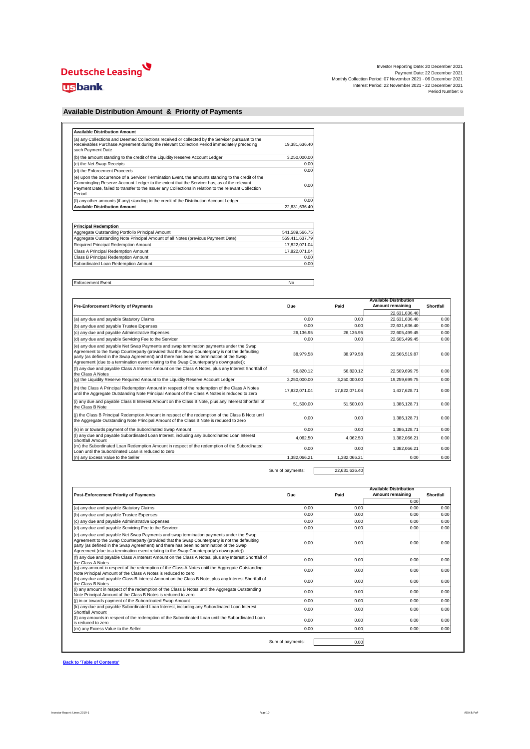Deutsche Leasing

usbank

Investor Reporting Date: 20 December 2021
Payment Date: 22 December 2021
Monthly Collection Period: 07 November 2021 - 06 December 2021
Interest Period: 22 November 2021 - 22 December 2021
Period Number: 6

## Available Distribution Amount & Priority of Payments

| Available Distribution Amount | |
|---|---|
| (a) any Collections and Deemed Collections received or collected by the Servicer pursuant to the Receivables Purchase Agreement during the relevant Collection Period immediately preceding such Payment Date | 19,381,636.40 |
| (b) the amount standing to the credit of the Liquidity Reserve Account Ledger | 3,250,000.00 |
| (c) the Net Swap Receipts | 0.00 |
| (d) the Enforcement Proceeds | 0.00 |
| (e) upon the occurrence of a Servicer Termination Event, the amounts standing to the credit of the Commingling Reserve Account Ledger to the extent that the Servicer has, as of the relevant Payment Date, failed to transfer to the Issuer any Collections in relation to the relevant Collection Period | 0.00 |
| (f) any other amounts (if any) standing to the credit of the Distribution Account Ledger | 0.00 |
| **Available Distribution Amount** | 22,631,636.40 |

| Principal Redemption | |
|---|---|
| Aggregate Outstanding Portfolio Principal Amount | 541,589,566.75 |
| Aggregate Outstanding Note Principal Amount of all Notes (previous Payment Date) | 559,411,637.79 |
| Required Principal Redemption Amount | 17,822,071.04 |
| Class A Principal Redemption Amount | 17,822,071.04 |
| Class B Principal Redemption Amount | 0.00 |
| Subordinated Loan Redemption Amount | 0.00 |

| Enforcement Event | No |
|---|---|

| Pre-Enforcement Priority of Payments | Due | Paid | Available Distribution Amount remaining | Shortfall |
|---|---|---|---|---|
| | | | 22,631,636.40 | |
| (a) any due and payable Statutory Claims | 0.00 | 0.00 | 22,631,636.40 | 0.00 |
| (b) any due and payable Trustee Expenses | 0.00 | 0.00 | 22,631,636.40 | 0.00 |
| (c) any due and payable Administrative Expenses | 26,136.95 | 26,136.95 | 22,605,499.45 | 0.00 |
| (d) any due and payable Servicing Fee to the Servicer | 0.00 | 0.00 | 22,605,499.45 | 0.00 |
| (e) any due and payable Net Swap Payments and swap termination payments under the Swap Agreement to the Swap Counterparty (provided that the Swap Counterparty is not the defaulting party (as defined in the Swap Agreement) and there has been no termination of the Swap Agreement (due to a termination event relating to the Swap Counterparty's downgrade)); | 38,979.58 | 38,979.58 | 22,566,519.87 | 0.00 |
| (f) any due and payable Class A Interest Amount on the Class A Notes, plus any Interest Shortfall of the Class A Notes | 56,820.12 | 56,820.12 | 22,509,699.75 | 0.00 |
| (g) the Liquidity Reserve Required Amount to the Liquidity Reserve Account Ledger | 3,250,000.00 | 3,250,000.00 | 19,259,699.75 | 0.00 |
| (h) the Class A Principal Redemption Amount in respect of the redemption of the Class A Notes until the Aggregate Outstanding Note Principal Amount of the Class A Notes is reduced to zero | 17,822,071.04 | 17,822,071.04 | 1,437,628.71 | 0.00 |
| (i) any due and payable Class B Interest Amount on the Class B Note, plus any Interest Shortfall of the Class B Note | 51,500.00 | 51,500.00 | 1,386,128.71 | 0.00 |
| (j) the Class B Principal Redemption Amount in respect of the redemption of the Class B Note until the Aggregate Outstanding Note Principal Amount of the Class B Note is reduced to zero | 0.00 | 0.00 | 1,386,128.71 | 0.00 |
| (k) in or towards payment of the Subordinated Swap Amount | 0.00 | 0.00 | 1,386,128.71 | 0.00 |
| (l) any due and payable Subordinated Loan Interest, including any Subordinated Loan Interest Shortfall Amount | 4,062.50 | 4,062.50 | 1,382,066.21 | 0.00 |
| (m) the Subordinated Loan Redemption Amount in respect of the redemption of the Subordinated Loan until the Subordinated Loan is reduced to zero | 0.00 | 0.00 | 1,382,066.21 | 0.00 |
| (n) any Excess Value to the Seller | 1,382,066.21 | 1,382,066.21 | 0.00 | 0.00 |
| | Sum of payments: | 22,631,636.40 | | |

| Post-Enforcement Priority of Payments | Due | Paid | Available Distribution Amount remaining | Shortfall |
|---|---|---|---|---|
| | | | 0.00 | |
| (a) any due and payable Statutory Claims | 0.00 | 0.00 | 0.00 | 0.00 |
| (b) any due and payable Trustee Expenses | 0.00 | 0.00 | 0.00 | 0.00 |
| (c) any due and payable Administrative Expenses | 0.00 | 0.00 | 0.00 | 0.00 |
| (d) any due and payable Servicing Fee to the Servicer | 0.00 | 0.00 | 0.00 | 0.00 |
| (e) any due and payable Net Swap Payments and swap termination payments under the Swap Agreement to the Swap Counterparty (provided that the Swap Counterparty is not the defaulting party (as defined in the Swap Agreement) and there has been no termination of the Swap Agreement (due to a termination event relating to the Swap Counterparty's downgrade)) | 0.00 | 0.00 | 0.00 | 0.00 |
| (f) any due and payable Class A Interest Amount on the Class A Notes, plus any Interest Shortfall of the Class A Notes | 0.00 | 0.00 | 0.00 | 0.00 |
| (g) any amount in respect of the redemption of the Class A Notes until the Aggregate Outstanding Note Principal Amount of the Class A Notes is reduced to zero | 0.00 | 0.00 | 0.00 | 0.00 |
| (h) any due and payable Class B Interest Amount on the Class B Note, plus any Interest Shortfall of the Class B Notes | 0.00 | 0.00 | 0.00 | 0.00 |
| (i) any amount in respect of the redemption of the Class B Notes until the Aggregate Outstanding Note Principal Amount of the Class B Notes is reduced to zero | 0.00 | 0.00 | 0.00 | 0.00 |
| (j) in or towards payment of the Subordinated Swap Amount | 0.00 | 0.00 | 0.00 | 0.00 |
| (k) any due and payable Subordinated Loan Interest, including any Subordinated Loan Interest Shortfall Amount | 0.00 | 0.00 | 0.00 | 0.00 |
| (l) any amounts in respect of the redemption of the Subordinated Loan until the Subordinated Loan is reduced to zero | 0.00 | 0.00 | 0.00 | 0.00 |
| (m) any Excess Value to the Seller | 0.00 | 0.00 | 0.00 | 0.00 |
| | Sum of payments: | 0.00 | | |

**Back to 'Table of Contents'**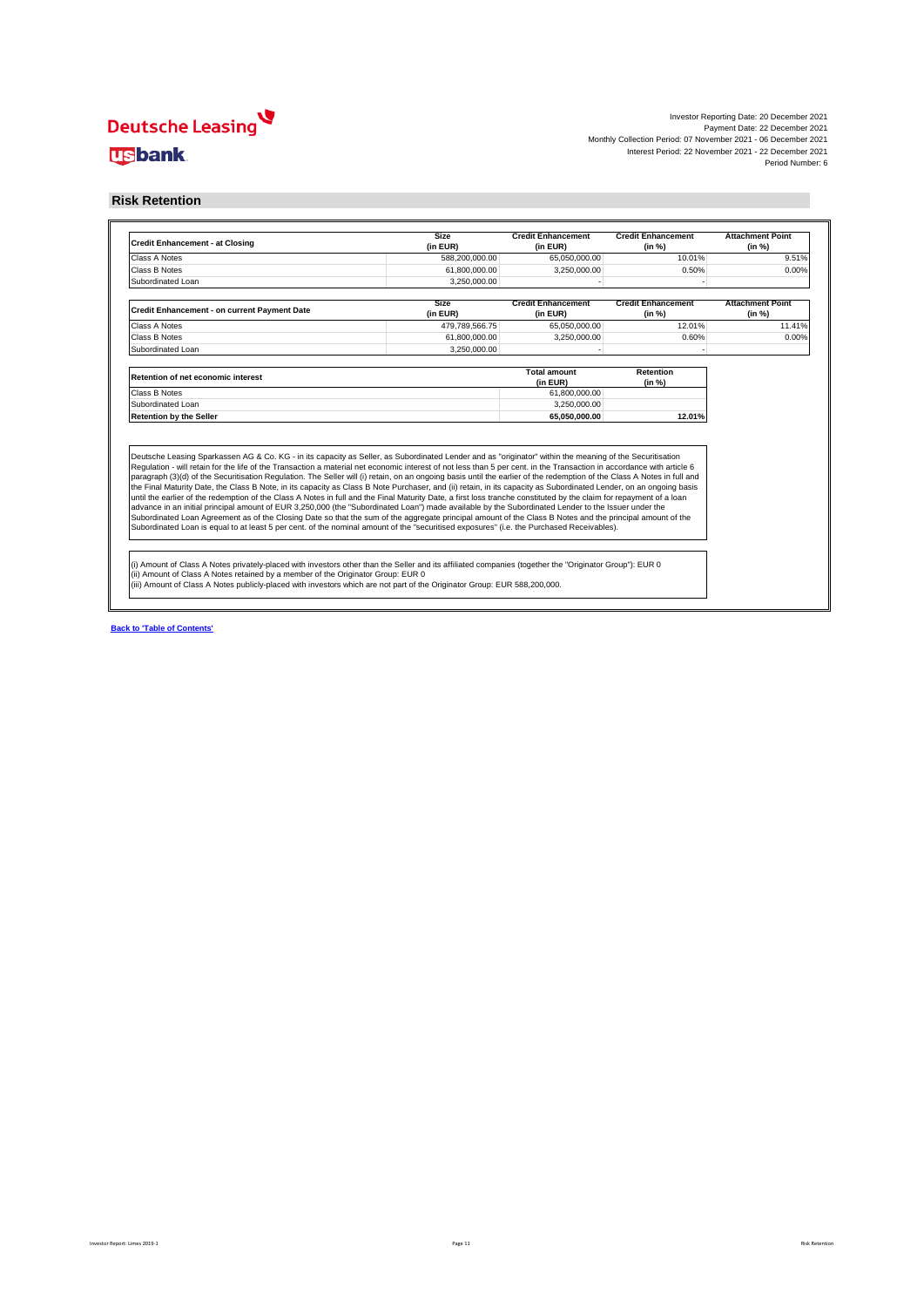Deutsche Leasing

usbank

Investor Reporting Date: 20 December 2021
Payment Date: 22 December 2021
Monthly Collection Period: 07 November 2021 - 06 December 2021
Interest Period: 22 November 2021 - 22 December 2021
Period Number: 6

## Risk Retention

| Credit Enhancement - at Closing | Size (in EUR) | Credit Enhancement (in EUR) | Credit Enhancement (in %) | Attachment Point (in %) |
|---|---|---|---|---|
| Class A Notes | 588,200,000.00 | 65,050,000.00 | 10.01% | 9.51% |
| Class B Notes | 61,800,000.00 | 3,250,000.00 | 0.50% | 0.00% |
| Subordinated Loan | 3,250,000.00 | - | - | |

| Credit Enhancement - on current Payment Date | Size (in EUR) | Credit Enhancement (in EUR) | Credit Enhancement (in %) | Attachment Point (in %) |
|---|---|---|---|---|
| Class A Notes | 479,789,566.75 | 65,050,000.00 | 12.01% | 11.41% |
| Class B Notes | 61,800,000.00 | 3,250,000.00 | 0.60% | 0.00% |
| Subordinated Loan | 3,250,000.00 | - | - | |

| Retention of net economic interest | Total amount (in EUR) | Retention (in %) |
|---|---|---|
| Class B Notes | 61,800,000.00 | |
| Subordinated Loan | 3,250,000.00 | |
| **Retention by the Seller** | **65,050,000.00** | **12.01%** |

Deutsche Leasing Sparkassen AG & Co. KG - in its capacity as Seller, as Subordinated Lender and as "originator" within the meaning of the Securitisation Regulation - will retain for the life of the Transaction a material net economic interest of not less than 5 per cent. in the Transaction in accordance with article 6 paragraph (3)(d) of the Securitisation Regulation. The Seller will (i) retain, on an ongoing basis until the earlier of the redemption of the Class A Notes in full and the Final Maturity Date, the Class B Notes, in its capacity as Class B Note Purchaser, and (ii) retain, in its capacity as Subordinated Lender, on an ongoing basis until the earlier of the redemption of the Class A Notes in full and the Final Maturity Date, a first loss tranche constituted by the claim for repayment of a loan advance in an initial principal amount of EUR 3,250,000 (the "Subordinated Loan") made available by the Subordinated Lender to the Issuer under the Subordinated Loan Agreement as of the Closing Date so that the sum of the aggregate principal amount of the Class B Notes and the principal amount of the Subordinated Loan is equal to at least 5 per cent. of the nominal amount of the "securitised exposures" (i.e. the Purchased Receivables).

(i) Amount of Class A Notes privately-placed with investors other than the Seller and its affiliated companies (together the "Originator Group"): EUR 0
(ii) Amount of Class A Notes retained by a member of the Originator Group: EUR 0
(iii) Amount of Class A Notes publicly-placed with investors which are not part of the Originator Group: EUR 588,200,000.

**Back to 'Table of Contents'**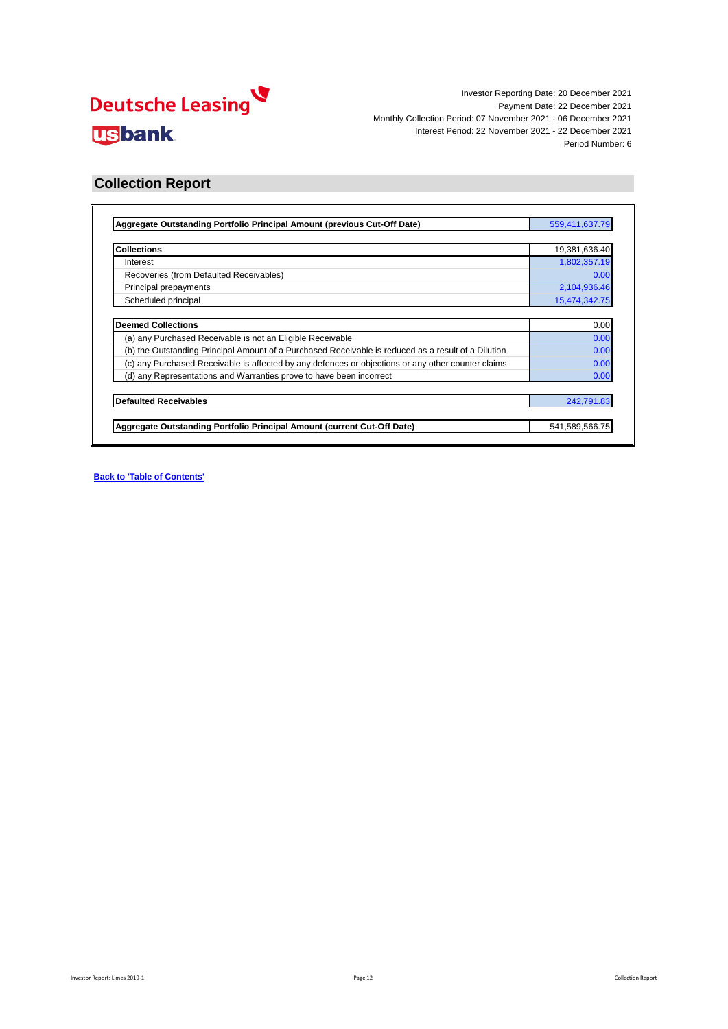Deutsche Leasing

usbank

Investor Reporting Date: 20 December 2021
Payment Date: 22 December 2021
Monthly Collection Period: 07 November 2021 - 06 December 2021
Interest Period: 22 November 2021 - 22 December 2021
Period Number: 6

## Collection Report

| **Aggregate Outstanding Portfolio Principal Amount (previous Cut-Off Date)** | 559,411,637.79 |
|---|---|

| **Collections** | 19,381,636.40 |
|---|---|
| Interest | 1,802,357.19 |
| Recoveries (from Defaulted Receivables) | 0.00 |
| Principal prepayments | 2,104,936.46 |
| Scheduled principal | 15,474,342.75 |

| **Deemed Collections** | 0.00 |
|---|---|
| (a) any Purchased Receivable is not an Eligible Receivable | 0.00 |
| (b) the Outstanding Principal Amount of a Purchased Receivable is reduced as a result of a Dilution | 0.00 |
| (c) any Purchased Receivable is affected by any defences or objections or any other counter claims | 0.00 |
| (d) any Representations and Warranties prove to have been incorrect | 0.00 |

| **Defaulted Receivables** | 242,791.83 |
|---|---|

| **Aggregate Outstanding Portfolio Principal Amount (current Cut-Off Date)** | 541,589,566.75 |
|---|---|

**Back to 'Table of Contents'**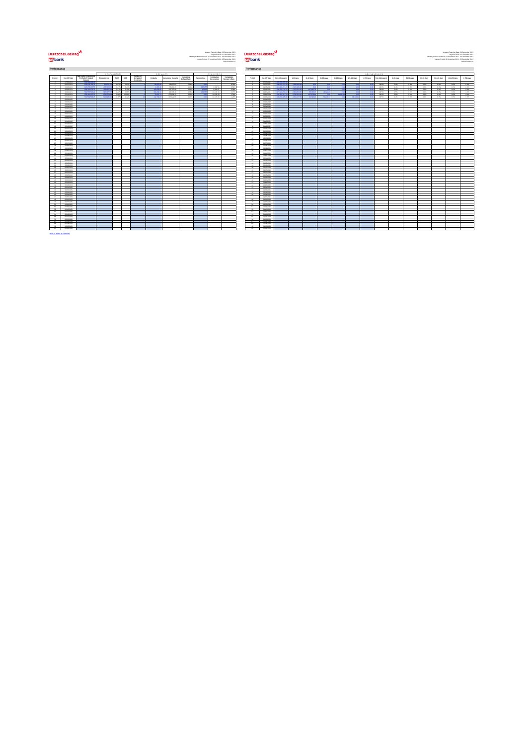## Performance

| Period | Cut-Off Date | Aggregate Outstanding Portfolio Principal Amount | PREPAYMENTS | | | DEFAULTS | | | | RECOVERIES | | |
|---|---|---|---|---|---|---|---|---|---|---|---|---|
| | | | Prepayments | SMM | CPR | Number of Defaulted Contracts | Defaults | Cumulative Defaults | Cumulative Default Rate | Recoveries | Cumulative Recoveries | Cumulative Recovery Rate |

Back to Table of Contents

## Performance

| Period | Cut-Off Date | DELINQUENCIES | | | | | | | | | | | | | |
|---|---|---|---|---|---|---|---|---|---|---|---|---|---|---|---|
| | | Non-delinquent | 1-30 days | 31-60 days | 61-90 days | 91-120 days | 121-150 days | > 150 days | Non-delinquent | 1-30 days | 31-60 days | 61-90 days | 91-120 days | 121-150 days | > 150 days |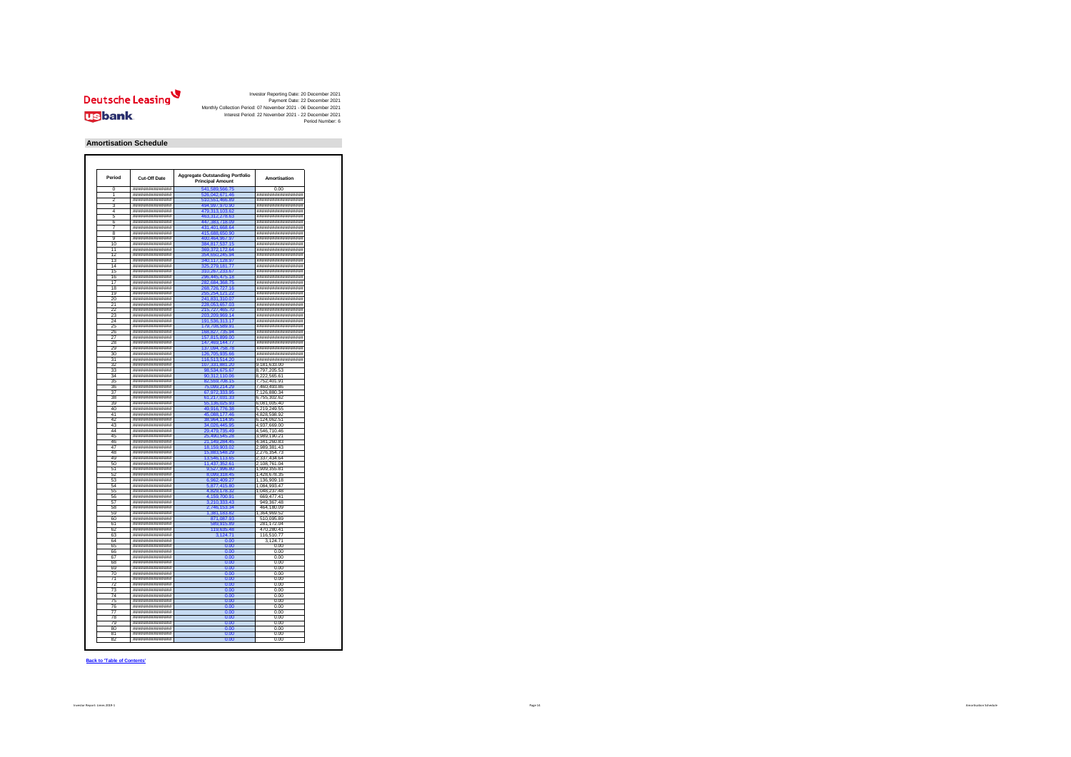Investor Reporting Date: 20 December 2021
Payment Date: 22 December 2021
Monthly Collection Period: 07 November 2021 - 06 December 2021
Interest Period: 22 November 2021 - 22 December 2021
Period Number: 6

## Amortisation Schedule

| Period | Cut-Off Date | Aggregate Outstanding Portfolio Principal Amount | Amortisation |
|---|---|---|---|
| 0 | ################ | 541,589,566.75 | 0.00 |
| 1 | ################ | 526,042,671.46 | ################ |
| 2 | ################ | 510,551,466.89 | ################ |
| 3 | ################ | 494,897,970.90 | ################ |
| 4 | ################ | 479,313,103.62 | ################ |
| 5 | ################ | 463,312,278.63 | ################ |
| 6 | ################ | 447,383,718.09 | ################ |
| 7 | ################ | 431,401,858.84 | ################ |
| 8 | ################ | 415,688,650.90 | ################ |
| 9 | ################ | 400,464,967.97 | ################ |
| 10 | ################ | 384,817,537.15 | ################ |
| 11 | ################ | 369,372,172.84 | ################ |
| 12 | ################ | 354,650,245.94 | ################ |
| 13 | ################ | 340,117,128.97 | ################ |
| 14 | ################ | 325,279,181.77 | ################ |
| 15 | ################ | 310,267,233.67 | ################ |
| 16 | ################ | 296,445,475.18 | ################ |
| 17 | ################ | 282,684,368.75 | ################ |
| 18 | ################ | 268,726,727.16 | ################ |
| 19 | ################ | 255,254,121.22 | ################ |
| 20 | ################ | 241,831,310.07 | ################ |
| 21 | ################ | 228,053,657.03 | ################ |
| 22 | ################ | 215,727,465.70 | ################ |
| 23 | ################ | 203,209,969.14 | ################ |
| 24 | ################ | 191,536,313.17 | ################ |
| 25 | ################ | 179,708,589.91 | ################ |
| 26 | ################ | 168,827,735.94 | ################ |
| 27 | ################ | 157,815,859.00 | ################ |
| 28 | ################ | 147,469,144.77 | ################ |
| 29 | ################ | 137,094,758.78 | ################ |
| 30 | ################ | 126,705,935.66 | ################ |
| 31 | ################ | 116,513,514.20 | ################ |
| 32 | ################ | 107,331,881.20 | 9,181,633.00 |
| 33 | ################ | 98,534,675.67 | 8,797,205.53 |
| 34 | ################ | 90,312,110.06 | 8,222,565.61 |
| 35 | ################ | 82,559,708.15 | 7,752,401.91 |
| 36 | ################ | 75,099,214.29 | 7,460,493.86 |
| 37 | ################ | 67,972,333.95 | 7,126,880.34 |
| 38 | ################ | 61,217,031.33 | 6,755,302.62 |
| 39 | ################ | 55,136,025.93 | 6,081,005.40 |
| 40 | ################ | 49,916,776.38 | 5,219,249.55 |
| 41 | ################ | 45,088,177.46 | 4,828,598.92 |
| 42 | ################ | 38,964,114.95 | 6,124,062.51 |
| 43 | ################ | 34,026,445.95 | 4,937,669.00 |
| 44 | ################ | 29,479,735.49 | 4,546,710.46 |
| 45 | ################ | 25,490,545.28 | 3,989,190.21 |
| 46 | ################ | 21,149,284.45 | 4,341,260.83 |
| 47 | ################ | 18,159,903.02 | 2,989,381.43 |
| 48 | ################ | 15,883,548.29 | 2,276,354.73 |
| 49 | ################ | 13,546,113.65 | 2,337,434.64 |
| 50 | ################ | 11,437,352.61 | 2,108,761.04 |
| 51 | ################ | 9,527,996.80 | 1,909,355.81 |
| 52 | ################ | 8,099,318.45 | 1,428,678.35 |
| 53 | ################ | 6,962,409.27 | 1,136,909.18 |
| 54 | ################ | 5,877,415.80 | 1,084,993.47 |
| 55 | ################ | 4,829,178.32 | 1,048,237.48 |
| 56 | ################ | 4,159,700.91 | 669,477.41 |
| 57 | ################ | 3,210,333.43 | 949,367.48 |
| 58 | ################ | 2,746,153.34 | 464,180.09 |
| 59 | ################ | 1,381,183.82 | 1,364,969.52 |
| 60 | ################ | 871,087.93 | 510,095.89 |
| 61 | ################ | 589,915.89 | 281,172.04 |
| 62 | ################ | 119,635.48 | 470,280.41 |
| 63 | ################ | 3,124.71 | 116,510.77 |
| 64 | ################ | 0.00 | 3,124.71 |
| 65 | ################ | 0.00 | 0.00 |
| 66 | ################ | 0.00 | 0.00 |
| 67 | ################ | 0.00 | 0.00 |
| 68 | ################ | 0.00 | 0.00 |
| 69 | ################ | 0.00 | 0.00 |
| 70 | ################ | 0.00 | 0.00 |
| 71 | ################ | 0.00 | 0.00 |
| 72 | ################ | 0.00 | 0.00 |
| 73 | ################ | 0.00 | 0.00 |
| 74 | ################ | 0.00 | 0.00 |
| 75 | ################ | 0.00 | 0.00 |
| 76 | ################ | 0.00 | 0.00 |
| 77 | ################ | 0.00 | 0.00 |
| 78 | ################ | 0.00 | 0.00 |
| 79 | ################ | 0.00 | 0.00 |
| 80 | ################ | 0.00 | 0.00 |
| 81 | ################ | 0.00 | 0.00 |
| 82 | ################ | 0.00 | 0.00 |

Back to 'Table of Contents'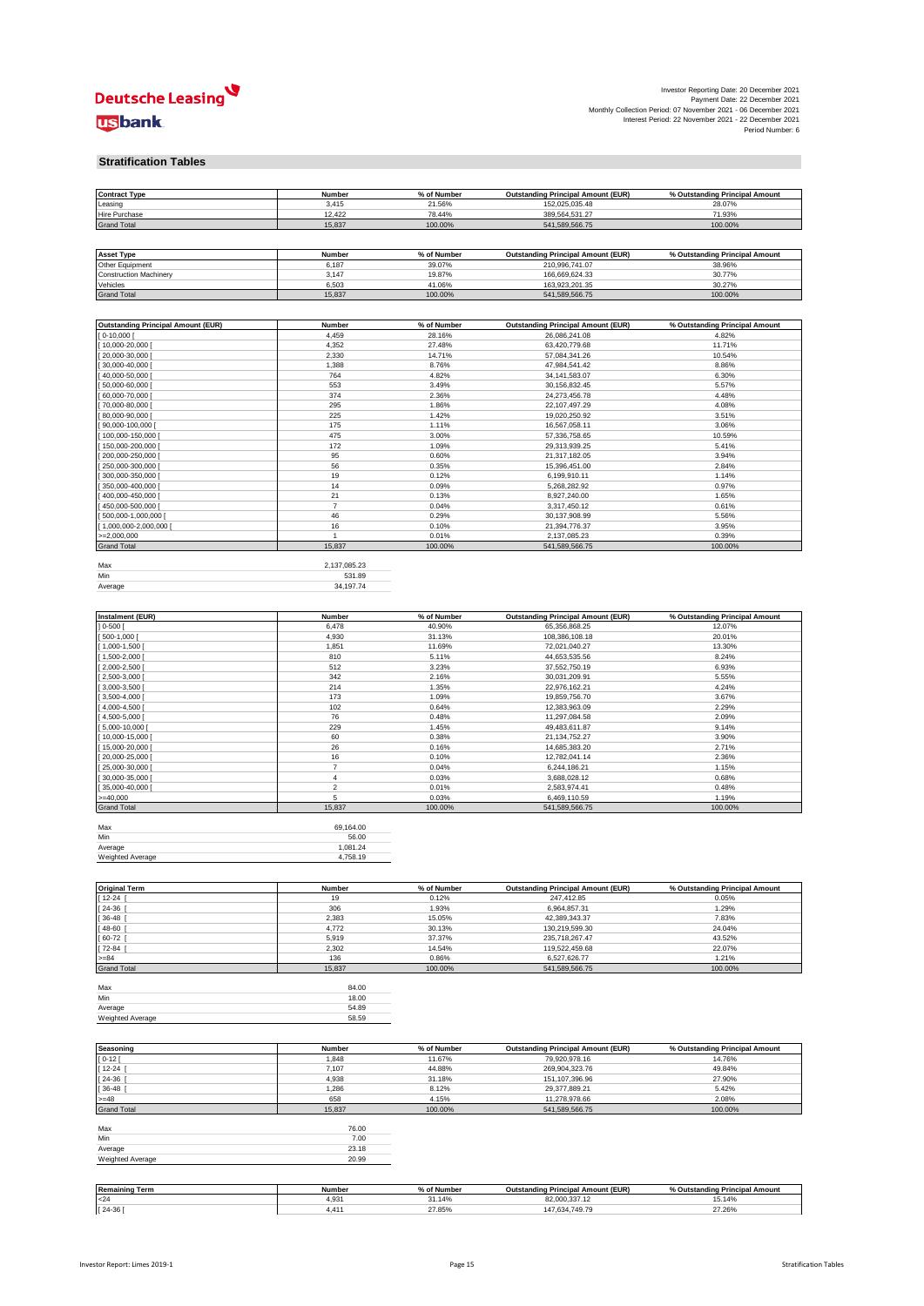Investor Reporting Date: 20 December 2021
Payment Date: 22 December 2021
Monthly Collection Period: 07 November 2021 - 06 December 2021
Interest Period: 22 November 2021 - 22 December 2021
Period Number: 6

## Stratification Tables

| Contract Type | Number | % of Number | Outstanding Principal Amount (EUR) | % Outstanding Principal Amount |
|---|---|---|---|---|
| Leasing | 3,415 | 21.56% | 152,025,035.48 | 28.07% |
| Hire Purchase | 12,422 | 78.44% | 389,564,531.27 | 71.93% |
| Grand Total | 15,837 | 100.00% | 541,589,566.75 | 100.00% |

| Asset Type | Number | % of Number | Outstanding Principal Amount (EUR) | % Outstanding Principal Amount |
|---|---|---|---|---|
| Other Equipment | 6,187 | 39.07% | 210,996,741.07 | 38.96% |
| Construction Machinery | 3,147 | 19.87% | 166,669,624.33 | 30.77% |
| Vehicles | 6,503 | 41.06% | 163,923,201.35 | 30.27% |
| Grand Total | 15,837 | 100.00% | 541,589,566.75 | 100.00% |

| Outstanding Principal Amount (EUR) | Number | % of Number | Outstanding Principal Amount (EUR) | % Outstanding Principal Amount |
|---|---|---|---|---|
| [ 0-10,000 [ | 4,459 | 28.16% | 26,086,241.08 | 4.82% |
| [ 10,000-20,000 [ | 4,352 | 27.48% | 63,420,779.68 | 11.71% |
| [ 20,000-30,000 [ | 2,330 | 14.71% | 57,084,341.26 | 10.54% |
| [ 30,000-40,000 [ | 1,388 | 8.76% | 47,984,541.42 | 8.86% |
| [ 40,000-50,000 [ | 764 | 4.82% | 34,141,583.07 | 6.30% |
| [ 50,000-60,000 [ | 553 | 3.49% | 30,156,832.45 | 5.57% |
| [ 60,000-70,000 [ | 374 | 2.36% | 24,273,456.78 | 4.48% |
| [ 70,000-80,000 [ | 295 | 1.86% | 22,107,497.29 | 4.08% |
| [ 80,000-90,000 [ | 225 | 1.42% | 19,020,250.92 | 3.51% |
| [ 90,000-100,000 [ | 175 | 1.11% | 16,567,058.11 | 3.06% |
| [ 100,000-150,000 [ | 475 | 3.00% | 57,336,758.65 | 10.59% |
| [ 150,000-200,000 [ | 172 | 1.09% | 29,313,939.25 | 5.41% |
| [ 200,000-250,000 [ | 95 | 0.60% | 21,317,182.05 | 3.94% |
| [ 250,000-300,000 [ | 56 | 0.35% | 15,396,451.00 | 2.84% |
| [ 300,000-350,000 [ | 19 | 0.12% | 6,199,910.11 | 1.14% |
| [ 350,000-400,000 [ | 14 | 0.09% | 5,268,282.92 | 0.97% |
| [ 400,000-450,000 [ | 21 | 0.13% | 8,927,240.00 | 1.65% |
| [ 450,000-500,000 [ | 7 | 0.04% | 3,317,450.12 | 0.61% |
| [ 500,000-1,000,000 [ | 46 | 0.29% | 30,137,908.99 | 5.56% |
| [ 1,000,000-2,000,000 [ | 16 | 0.10% | 21,394,776.37 | 3.95% |
| >=2,000,000 | 1 | 0.01% | 2,137,085.23 | 0.39% |
| Grand Total | 15,837 | 100.00% | 541,589,566.75 | 100.00% |

| | |
|---|---|
| Max | 2,137,085.23 |
| Min | 531.89 |
| Average | 34,197.74 |

| Instalment (EUR) | Number | % of Number | Outstanding Principal Amount (EUR) | % Outstanding Principal Amount |
|---|---|---|---|---|
| ] 0-500 [ | 6,478 | 40.90% | 65,356,868.25 | 12.07% |
| [ 500-1,000 [ | 4,930 | 31.13% | 108,386,108.18 | 20.01% |
| [ 1,000-1,500 [ | 1,851 | 11.69% | 72,021,040.27 | 13.30% |
| [ 1,500-2,000 [ | 810 | 5.11% | 44,653,535.56 | 8.24% |
| [ 2,000-2,500 [ | 512 | 3.23% | 37,552,750.19 | 6.93% |
| [ 2,500-3,000 [ | 342 | 2.16% | 30,031,209.91 | 5.55% |
| [ 3,000-3,500 [ | 214 | 1.35% | 22,976,162.21 | 4.24% |
| [ 3,500-4,000 [ | 173 | 1.09% | 19,859,756.70 | 3.67% |
| [ 4,000-4,500 [ | 102 | 0.64% | 12,383,963.09 | 2.29% |
| [ 4,500-5,000 [ | 76 | 0.48% | 11,297,084.58 | 2.09% |
| [ 5,000-10,000 [ | 229 | 1.45% | 49,483,611.87 | 9.14% |
| [ 10,000-15,000 [ | 60 | 0.38% | 21,134,752.27 | 3.90% |
| [ 15,000-20,000 [ | 26 | 0.16% | 14,685,383.20 | 2.71% |
| [ 20,000-25,000 [ | 16 | 0.10% | 12,782,041.14 | 2.36% |
| [ 25,000-30,000 [ | 7 | 0.04% | 6,244,186.21 | 1.15% |
| [ 30,000-35,000 [ | 4 | 0.03% | 3,688,028.12 | 0.68% |
| [ 35,000-40,000 [ | 2 | 0.01% | 2,583,974.41 | 0.48% |
| >=40,000 | 5 | 0.03% | 6,469,110.59 | 1.19% |
| Grand Total | 15,837 | 100.00% | 541,589,566.75 | 100.00% |

| | |
|---|---|
| Max | 69,164.00 |
| Min | 56.00 |
| Average | 1,081.24 |
| Weighted Average | 4,758.19 |

| Original Term | Number | % of Number | Outstanding Principal Amount (EUR) | % Outstanding Principal Amount |
|---|---|---|---|---|
| [ 12-24 [ | 19 | 0.12% | 247,412.85 | 0.05% |
| [ 24-36 [ | 306 | 1.93% | 6,964,857.31 | 1.29% |
| [ 36-48 [ | 2,383 | 15.05% | 42,389,343.37 | 7.83% |
| [ 48-60 [ | 4,772 | 30.13% | 130,219,599.30 | 24.04% |
| [ 60-72 [ | 5,919 | 37.37% | 235,718,267.47 | 43.52% |
| [ 72-84 [ | 2,302 | 14.54% | 119,522,459.68 | 22.07% |
| >=84 | 136 | 0.86% | 6,527,626.77 | 1.21% |
| Grand Total | 15,837 | 100.00% | 541,589,566.75 | 100.00% |

| | |
|---|---|
| Max | 84.00 |
| Min | 18.00 |
| Average | 54.89 |
| Weighted Average | 58.59 |

| Seasoning | Number | % of Number | Outstanding Principal Amount (EUR) | % Outstanding Principal Amount |
|---|---|---|---|---|
| [ 0-12 [ | 1,848 | 11.67% | 79,920,978.16 | 14.76% |
| [ 12-24 [ | 7,107 | 44.88% | 269,904,323.76 | 49.84% |
| [ 24-36 [ | 4,938 | 31.18% | 151,107,396.96 | 27.90% |
| [ 36-48 [ | 1,286 | 8.12% | 29,377,889.21 | 5.42% |
| >=48 | 658 | 4.15% | 11,278,978.66 | 2.08% |
| Grand Total | 15,837 | 100.00% | 541,589,566.75 | 100.00% |

| | |
|---|---|
| Max | 76.00 |
| Min | 7.00 |
| Average | 23.18 |
| Weighted Average | 20.99 |

| Remaining Term | Number | % of Number | Outstanding Principal Amount (EUR) | % Outstanding Principal Amount |
|---|---|---|---|---|
| <24 | 4,931 | 31.14% | 82,000,337.12 | 15.14% |
| [ 24-36 [ | 4,411 | 27.85% | 147,634,749.79 | 27.26% |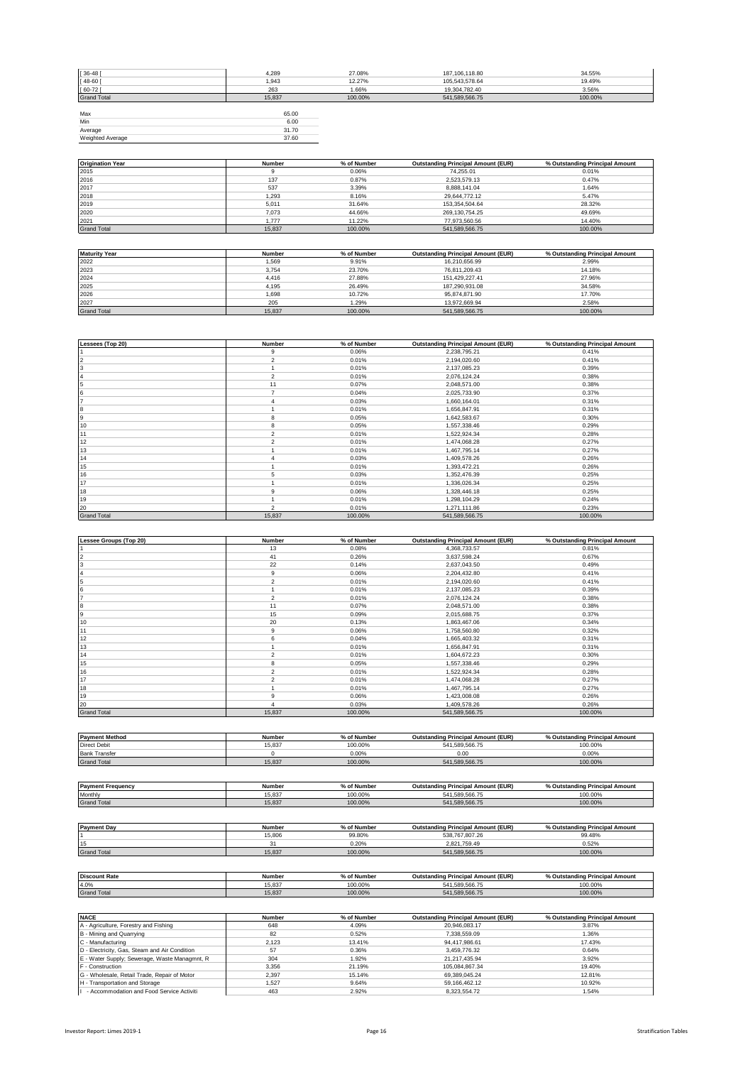| | | | | |
|---|---|---|---|---|
| [ 36-48 [ | 4,289 | 27.08% | 187,106,118.80 | 34.55% |
| [ 48-60 [ | 1,943 | 12.27% | 105,543,578.64 | 19.49% |
| [ 60-72 [ | 263 | 1.66% | 19,304,782.40 | 3.56% |
| Grand Total | 15,837 | 100.00% | 541,589,566.75 | 100.00% |

| | |
|---|---|
| Max | 65.00 |
| Min | 6.00 |
| Average | 31.70 |
| Weighted Average | 37.60 |

| Origination Year | Number | % of Number | Outstanding Principal Amount (EUR) | % Outstanding Principal Amount |
|---|---|---|---|---|
| 2015 | 9 | 0.06% | 74,255.01 | 0.01% |
| 2016 | 137 | 0.87% | 2,523,579.13 | 0.47% |
| 2017 | 537 | 3.39% | 8,888,141.04 | 1.64% |
| 2018 | 1,293 | 8.16% | 29,644,772.12 | 5.47% |
| 2019 | 5,011 | 31.64% | 153,354,504.64 | 28.32% |
| 2020 | 7,073 | 44.66% | 269,130,754.25 | 49.69% |
| 2021 | 1,777 | 11.22% | 77,973,560.56 | 14.40% |
| Grand Total | 15,837 | 100.00% | 541,589,566.75 | 100.00% |

| Maturity Year | Number | % of Number | Outstanding Principal Amount (EUR) | % Outstanding Principal Amount |
|---|---|---|---|---|
| 2022 | 1,569 | 9.91% | 16,210,656.99 | 2.99% |
| 2023 | 3,754 | 23.70% | 76,811,209.43 | 14.18% |
| 2024 | 4,416 | 27.88% | 151,429,227.41 | 27.96% |
| 2025 | 4,195 | 26.49% | 187,290,931.08 | 34.58% |
| 2026 | 1,698 | 10.72% | 95,874,871.90 | 17.70% |
| 2027 | 205 | 1.29% | 13,972,669.94 | 2.58% |
| Grand Total | 15,837 | 100.00% | 541,589,566.75 | 100.00% |

| Lessees (Top 20) | Number | % of Number | Outstanding Principal Amount (EUR) | % Outstanding Principal Amount |
|---|---|---|---|---|
| 1 | 9 | 0.06% | 2,238,795.21 | 0.41% |
| 2 | 2 | 0.01% | 2,194,020.60 | 0.41% |
| 3 | 1 | 0.01% | 2,137,085.23 | 0.39% |
| 4 | 2 | 0.01% | 2,076,124.24 | 0.38% |
| 5 | 11 | 0.07% | 2,048,571.00 | 0.38% |
| 6 | 7 | 0.04% | 2,025,733.90 | 0.37% |
| 7 | 4 | 0.03% | 1,660,164.01 | 0.31% |
| 8 | 1 | 0.01% | 1,656,847.91 | 0.31% |
| 9 | 8 | 0.05% | 1,642,583.67 | 0.30% |
| 10 | 8 | 0.05% | 1,557,338.46 | 0.29% |
| 11 | 2 | 0.01% | 1,522,924.34 | 0.28% |
| 12 | 2 | 0.01% | 1,474,068.28 | 0.27% |
| 13 | 1 | 0.01% | 1,467,795.14 | 0.27% |
| 14 | 4 | 0.03% | 1,409,578.26 | 0.26% |
| 15 | 1 | 0.01% | 1,393,472.21 | 0.26% |
| 16 | 5 | 0.03% | 1,352,476.39 | 0.25% |
| 17 | 1 | 0.01% | 1,336,026.34 | 0.25% |
| 18 | 9 | 0.06% | 1,328,446.18 | 0.25% |
| 19 | 1 | 0.01% | 1,298,104.29 | 0.24% |
| 20 | 2 | 0.01% | 1,271,111.86 | 0.23% |
| Grand Total | 15,837 | 100.00% | 541,589,566.75 | 100.00% |

| Lessee Groups (Top 20) | Number | % of Number | Outstanding Principal Amount (EUR) | % Outstanding Principal Amount |
|---|---|---|---|---|
| 1 | 13 | 0.08% | 4,368,733.57 | 0.81% |
| 2 | 41 | 0.26% | 3,637,598.24 | 0.67% |
| 3 | 22 | 0.14% | 2,637,043.50 | 0.49% |
| 4 | 9 | 0.06% | 2,204,432.80 | 0.41% |
| 5 | 2 | 0.01% | 2,194,020.60 | 0.41% |
| 6 | 1 | 0.01% | 2,137,085.23 | 0.39% |
| 7 | 2 | 0.01% | 2,076,124.24 | 0.38% |
| 8 | 11 | 0.07% | 2,048,571.00 | 0.38% |
| 9 | 15 | 0.09% | 2,015,688.75 | 0.37% |
| 10 | 20 | 0.13% | 1,863,467.06 | 0.34% |
| 11 | 9 | 0.06% | 1,758,560.80 | 0.32% |
| 12 | 6 | 0.04% | 1,665,403.32 | 0.31% |
| 13 | 1 | 0.01% | 1,656,847.91 | 0.31% |
| 14 | 2 | 0.01% | 1,604,672.23 | 0.30% |
| 15 | 8 | 0.05% | 1,557,338.46 | 0.29% |
| 16 | 2 | 0.01% | 1,522,924.34 | 0.28% |
| 17 | 2 | 0.01% | 1,474,068.28 | 0.27% |
| 18 | 1 | 0.01% | 1,467,795.14 | 0.27% |
| 19 | 9 | 0.06% | 1,423,008.08 | 0.26% |
| 20 | 4 | 0.03% | 1,409,578.26 | 0.26% |
| Grand Total | 15,837 | 100.00% | 541,589,566.75 | 100.00% |

| Payment Method | Number | % of Number | Outstanding Principal Amount (EUR) | % Outstanding Principal Amount |
|---|---|---|---|---|
| Direct Debit | 15,837 | 100.00% | 541,589,566.75 | 100.00% |
| Bank Transfer | 0 | 0.00% | 0.00 | 0.00% |
| Grand Total | 15,837 | 100.00% | 541,589,566.75 | 100.00% |

| Payment Frequency | Number | % of Number | Outstanding Principal Amount (EUR) | % Outstanding Principal Amount |
|---|---|---|---|---|
| Monthly | 15,837 | 100.00% | 541,589,566.75 | 100.00% |
| Grand Total | 15,837 | 100.00% | 541,589,566.75 | 100.00% |

| Payment Day | Number | % of Number | Outstanding Principal Amount (EUR) | % Outstanding Principal Amount |
|---|---|---|---|---|
| 1 | 15,806 | 99.80% | 538,767,807.26 | 99.48% |
| 15 | 31 | 0.20% | 2,821,759.49 | 0.52% |
| Grand Total | 15,837 | 100.00% | 541,589,566.75 | 100.00% |

| Discount Rate | Number | % of Number | Outstanding Principal Amount (EUR) | % Outstanding Principal Amount |
|---|---|---|---|---|
| 4.0% | 15,837 | 100.00% | 541,589,566.75 | 100.00% |
| Grand Total | 15,837 | 100.00% | 541,589,566.75 | 100.00% |

| NACE | Number | % of Number | Outstanding Principal Amount (EUR) | % Outstanding Principal Amount |
|---|---|---|---|---|
| A - Agriculture, Forestry and Fishing | 648 | 4.09% | 20,946,083.17 | 3.87% |
| B - Mining and Quarrying | 82 | 0.52% | 7,338,559.09 | 1.36% |
| C - Manufacturing | 2,123 | 13.41% | 94,417,986.61 | 17.43% |
| D - Electricity, Gas, Steam and Air Condition | 57 | 0.36% | 3,459,776.32 | 0.64% |
| E - Water Supply; Sewerage, Waste Managmnt, R | 304 | 1.92% | 21,217,435.94 | 3.92% |
| F - Construction | 3,356 | 21.19% | 105,084,867.34 | 19.40% |
| G - Wholesale, Retail Trade, Repair of Motor | 2,397 | 15.14% | 69,389,045.24 | 12.81% |
| H - Transportation and Storage | 1,527 | 9.64% | 59,166,462.12 | 10.92% |
| I - Accommodation and Food Service Activiti | 463 | 2.92% | 8,323,554.72 | 1.54% |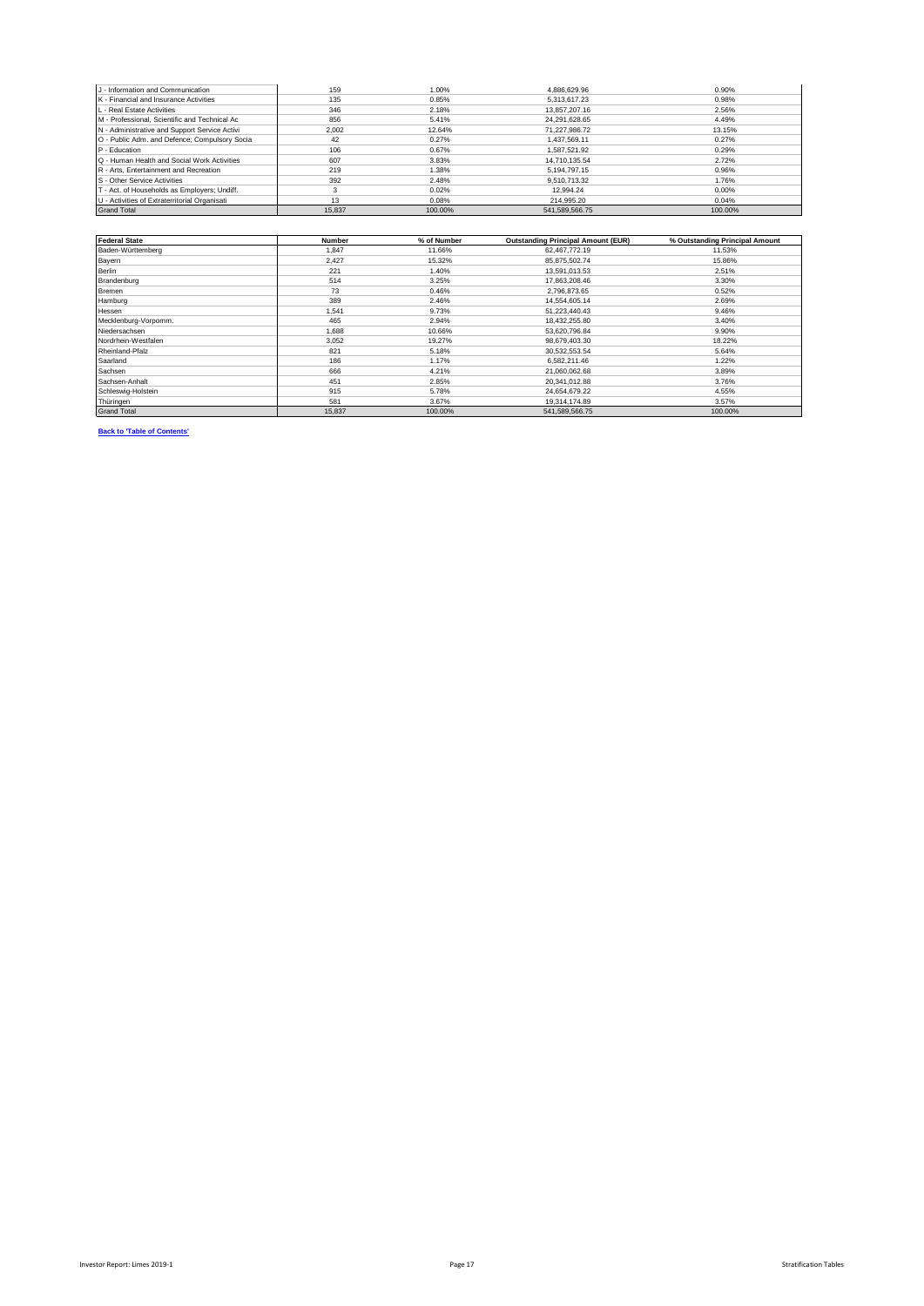| J - Information and Communication | 159 | 1.00% | 4,886,629.96 | 0.90% |
|---|---|---|---|---|
| K - Financial and Insurance Activities | 135 | 0.85% | 5,313,617.23 | 0.98% |
| L - Real Estate Activities | 346 | 2.18% | 13,857,207.16 | 2.56% |
| M - Professional, Scientific and Technical Ac | 856 | 5.41% | 24,291,628.65 | 4.49% |
| N - Administrative and Support Service Activi | 2,002 | 12.64% | 71,227,986.72 | 13.15% |
| O - Public Adm. and Defence; Compulsory Socia | 42 | 0.27% | 1,437,569.11 | 0.27% |
| P - Education | 106 | 0.67% | 1,587,521.92 | 0.29% |
| Q - Human Health and Social Work Activities | 607 | 3.83% | 14,710,135.54 | 2.72% |
| R - Arts, Entertainment and Recreation | 219 | 1.38% | 5,194,797.15 | 0.96% |
| S - Other Service Activities | 392 | 2.48% | 9,510,713.32 | 1.76% |
| T - Act. of Households as Employers; Undiff. | 3 | 0.02% | 12,994.24 | 0.00% |
| U - Activities of Extraterritorial Organisati | 13 | 0.08% | 214,995.20 | 0.04% |
| Grand Total | 15,837 | 100.00% | 541,589,566.75 | 100.00% |

| Federal State | Number | % of Number | Outstanding Principal Amount (EUR) | % Outstanding Principal Amount |
|---|---|---|---|---|
| Baden-Württemberg | 1,847 | 11.66% | 62,467,772.19 | 11.53% |
| Bayern | 2,427 | 15.32% | 85,875,502.74 | 15.86% |
| Berlin | 221 | 1.40% | 13,591,013.53 | 2.51% |
| Brandenburg | 514 | 3.25% | 17,863,208.46 | 3.30% |
| Bremen | 73 | 0.46% | 2,796,873.65 | 0.52% |
| Hamburg | 389 | 2.46% | 14,554,605.14 | 2.69% |
| Hessen | 1,541 | 9.73% | 51,223,440.43 | 9.46% |
| Mecklenburg-Vorpomm. | 465 | 2.94% | 18,432,255.80 | 3.40% |
| Niedersachsen | 1,688 | 10.66% | 53,620,796.84 | 9.90% |
| Nordrhein-Westfalen | 3,052 | 19.27% | 98,679,403.30 | 18.22% |
| Rheinland-Pfalz | 821 | 5.18% | 30,532,553.54 | 5.64% |
| Saarland | 186 | 1.17% | 6,582,211.46 | 1.22% |
| Sachsen | 666 | 4.21% | 21,060,062.68 | 3.89% |
| Sachsen-Anhalt | 451 | 2.85% | 20,341,012.88 | 3.76% |
| Schleswig-Holstein | 915 | 5.78% | 24,654,679.22 | 4.55% |
| Thüringen | 581 | 3.67% | 19,314,174.89 | 3.57% |
| Grand Total | 15,837 | 100.00% | 541,589,566.75 | 100.00% |

**Back to 'Table of Contents'**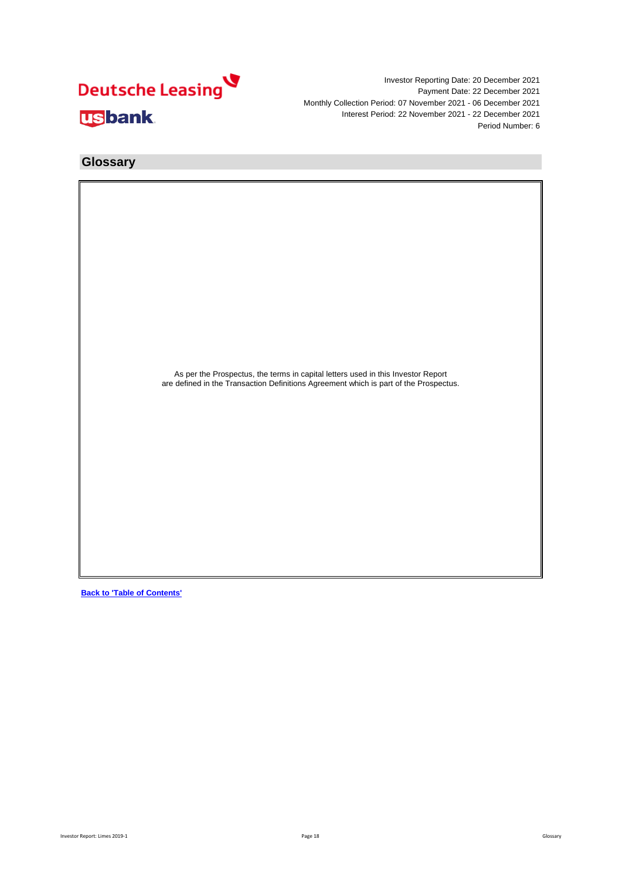Deutsche Leasing

usbank

Investor Reporting Date: 20 December 2021
Payment Date: 22 December 2021
Monthly Collection Period: 07 November 2021 - 06 December 2021
Interest Period: 22 November 2021 - 22 December 2021
Period Number: 6

## Glossary

As per the Prospectus, the terms in capital letters used in this Investor Report
are defined in the Transaction Definitions Agreement which is part of the Prospectus.

**Back to 'Table of Contents'**